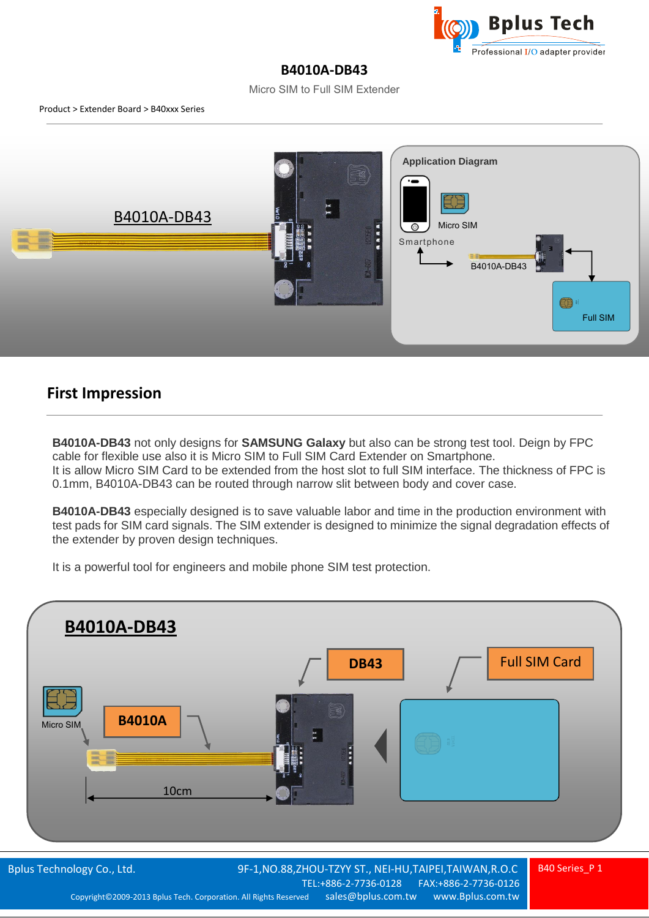# B4010A-DB43

Micro SIM to Full SIM Extender

Product > Extender Board > B40xxx Series

## First Impression

**B4010A-DB43** not only designs for **SAMSUNG Galaxy** but also can be strong test tool. Deign by FPC cable for flexible use also it is Micro SIM to Full SIM Card Extender on Smartphone.
It is allow Micro SIM Card to be extended from the host slot to full SIM interface. The thickness of FPC is 0.1mm, B4010A-DB43 can be routed through narrow slit between body and cover case.

**B4010A-DB43** especially designed is to save valuable labor and time in the production environment with test pads for SIM card signals. The SIM extender is designed to minimize the signal degradation effects of the extender by proven design techniques.

It is a powerful tool for engineers and mobile phone SIM test protection.

Bplus Technology Co., Ltd. 9F-1,NO.88,ZHOU-TZYY ST., NEI-HU,TAIPEI,TAIWAN,R.O.C
TEL:+886-2-7736-0128 FAX:+886-2-7736-0126
Copyright©2009-2013 Bplus Tech. Corporation. All Rights Reserved sales@bplus.com.tw www.Bplus.com.tw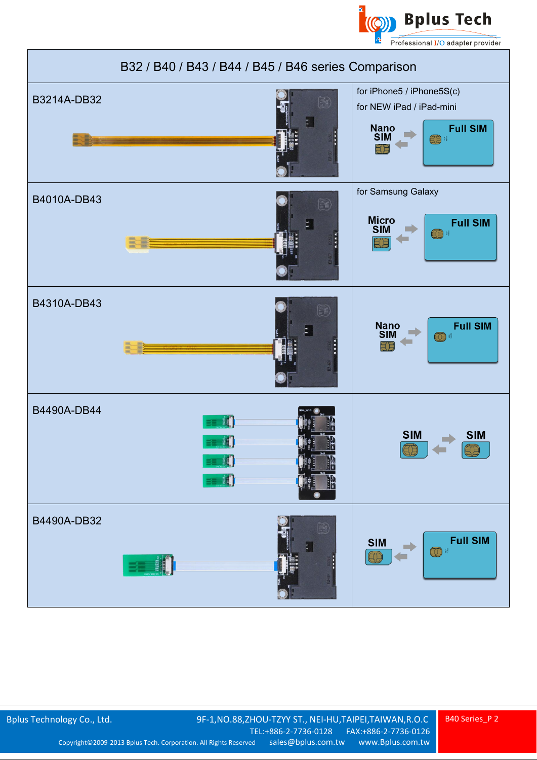# B32 / B40 / B43 / B44 / B45 / B46 series Comparison

| Model | Application |
|---|---|
| B3214A-DB32 | for iPhone5 / iPhone5S(c)<br>for NEW iPad / iPad-mini<br>Nano SIM ⇄ Full SIM |
| B4010A-DB43 | for Samsung Galaxy<br>Micro SIM ⇄ Full SIM |
| B4310A-DB43 | Nano SIM ⇄ Full SIM |
| B4490A-DB44 | SIM ⇄ SIM |
| B4490A-DB32 | SIM ⇄ Full SIM |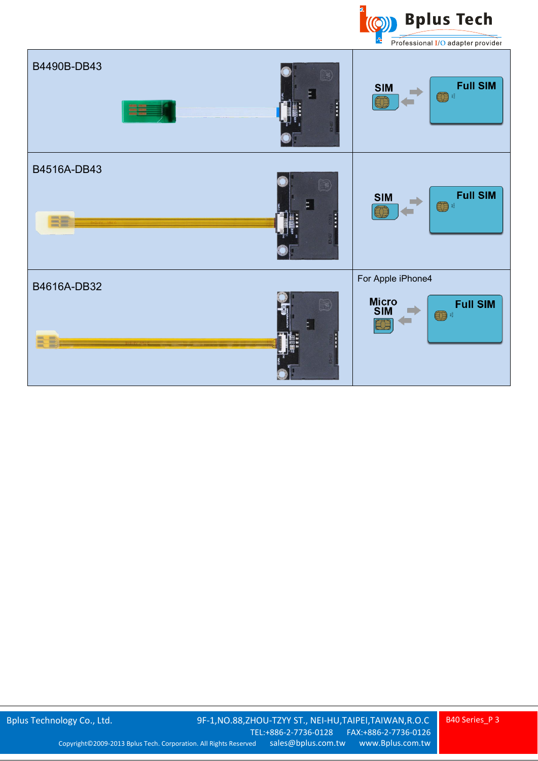| | |
|---|---|
| B4490B-DB43 | SIM ⇄ Full SIM |
| B4516A-DB43 | SIM ⇄ Full SIM |
| B4616A-DB32 | For Apple iPhone4<br>Micro SIM ⇄ Full SIM |